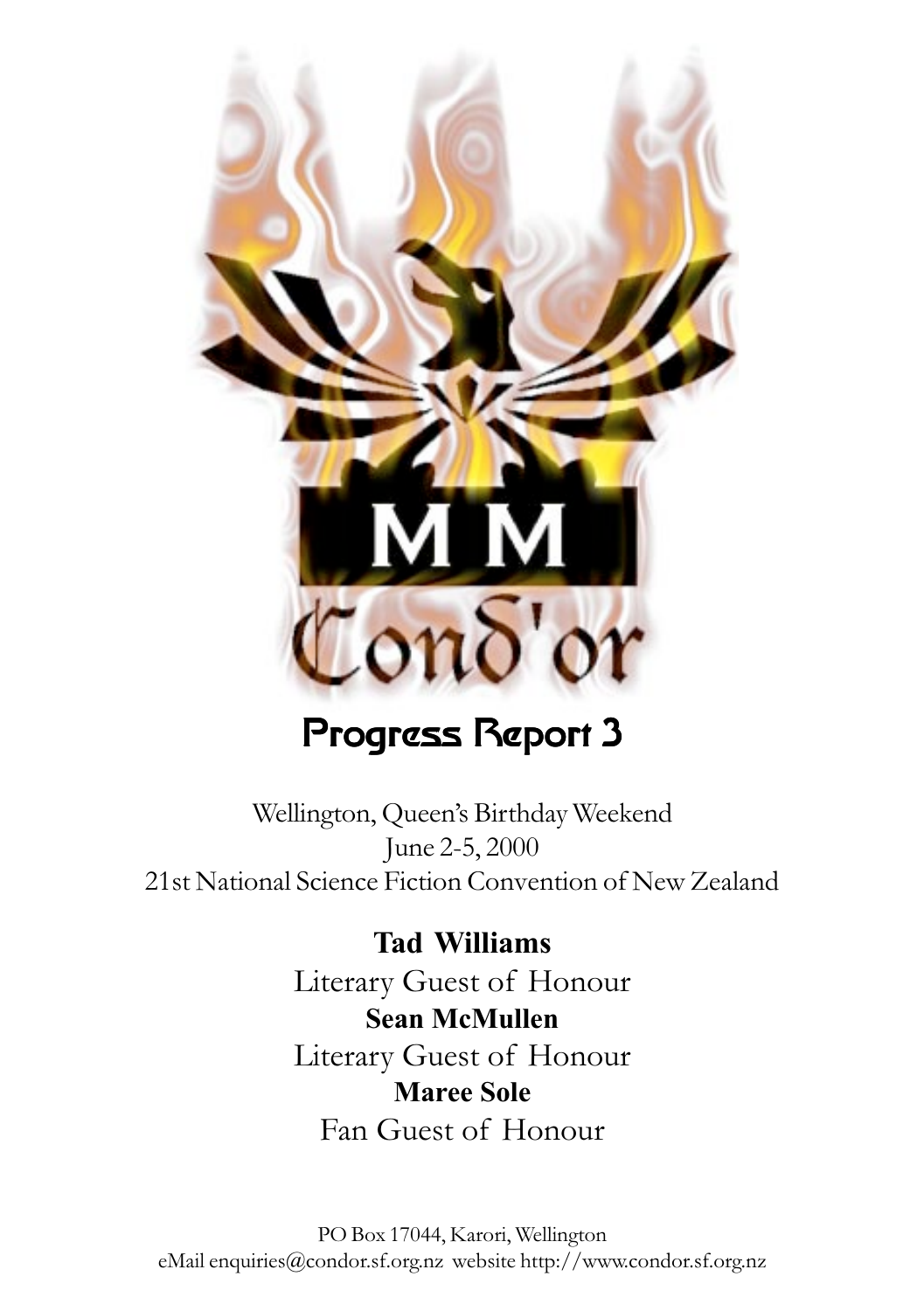MM

Cond'or

# Progress Report 3

Wellington, Queen's Birthday Weekend
June 2-5, 2000
21st National Science Fiction Convention of New Zealand

**Tad Williams**
Literary Guest of Honour

**Sean McMullen**
Literary Guest of Honour

**Maree Sole**
Fan Guest of Honour

PO Box 17044, Karori, Wellington
eMail enquiries@condor.sf.org.nz website http://www.condor.sf.org.nz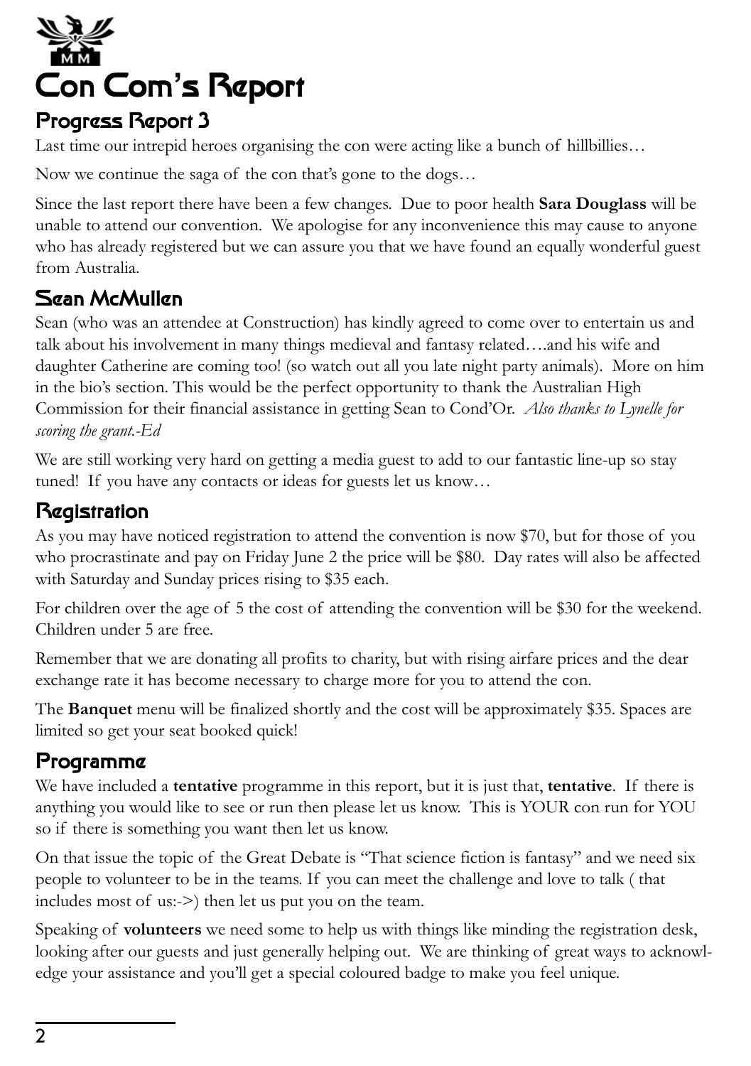# Con Com's Report

## Progress Report 3

Last time our intrepid heroes organising the con were acting like a bunch of hillbillies…

Now we continue the saga of the con that's gone to the dogs…

Since the last report there have been a few changes. Due to poor health **Sara Douglass** will be unable to attend our convention. We apologise for any inconvenience this may cause to anyone who has already registered but we can assure you that we have found an equally wonderful guest from Australia.

## Sean McMullen

Sean (who was an attendee at Construction) has kindly agreed to come over to entertain us and talk about his involvement in many things medieval and fantasy related….and his wife and daughter Catherine are coming too! (so watch out all you late night party animals). More on him in the bio's section. This would be the perfect opportunity to thank the Australian High Commission for their financial assistance in getting Sean to Cond'Or. *Also thanks to Lynelle for scoring the grant.-Ed*

We are still working very hard on getting a media guest to add to our fantastic line-up so stay tuned! If you have any contacts or ideas for guests let us know…

## Registration

As you may have noticed registration to attend the convention is now $70, but for those of you who procrastinate and pay on Friday June 2 the price will be $80. Day rates will also be affected with Saturday and Sunday prices rising to $35 each.

For children over the age of 5 the cost of attending the convention will be $30 for the weekend. Children under 5 are free.

Remember that we are donating all profits to charity, but with rising airfare prices and the dear exchange rate it has become necessary to charge more for you to attend the con.

The **Banquet** menu will be finalized shortly and the cost will be approximately $35. Spaces are limited so get your seat booked quick!

## Programme

We have included a **tentative** programme in this report, but it is just that, **tentative**. If there is anything you would like to see or run then please let us know. This is YOUR con run for YOU so if there is something you want then let us know.

On that issue the topic of the Great Debate is "That science fiction is fantasy" and we need six people to volunteer to be in the teams. If you can meet the challenge and love to talk ( that includes most of us:->) then let us put you on the team.

Speaking of **volunteers** we need some to help us with things like minding the registration desk, looking after our guests and just generally helping out. We are thinking of great ways to acknowledge your assistance and you'll get a special coloured badge to make you feel unique.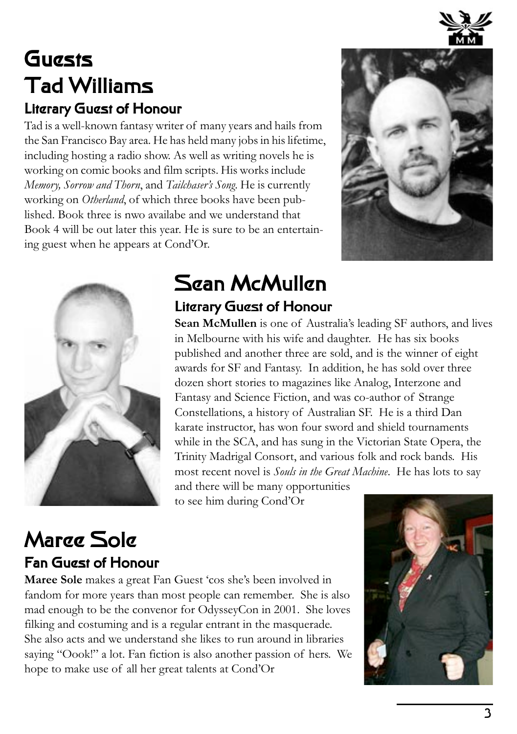# Guests

## Tad Williams

### Literary Guest of Honour

Tad is a well-known fantasy writer of many years and hails from the San Francisco Bay area. He has held many jobs in his lifetime, including hosting a radio show. As well as writing novels he is working on comic books and film scripts. His works include *Memory, Sorrow and Thorn*, and *Tailchaser's Song*. He is currently working on *Otherland*, of which three books have been published. Book three is nwo availabe and we understand that Book 4 will be out later this year. He is sure to be an entertaining guest when he appears at Cond'Or.

## Sean McMullen

### Literary Guest of Honour

**Sean McMullen** is one of Australia's leading SF authors, and lives in Melbourne with his wife and daughter. He has six books published and another three are sold, and is the winner of eight awards for SF and Fantasy. In addition, he has sold over three dozen short stories to magazines like Analog, Interzone and Fantasy and Science Fiction, and was co-author of Strange Constellations, a history of Australian SF. He is a third Dan karate instructor, has won four sword and shield tournaments while in the SCA, and has sung in the Victorian State Opera, the Trinity Madrigal Consort, and various folk and rock bands. His most recent novel is *Souls in the Great Machine*. He has lots to say and there will be many opportunities to see him during Cond'Or

## Maree Sole

### Fan Guest of Honour

**Maree Sole** makes a great Fan Guest 'cos she's been involved in fandom for more years than most people can remember. She is also mad enough to be the convenor for OdysseyCon in 2001. She loves filking and costuming and is a regular entrant in the masquerade. She also acts and we understand she likes to run around in libraries saying "Oook!" a lot. Fan fiction is also another passion of hers. We hope to make use of all her great talents at Cond'Or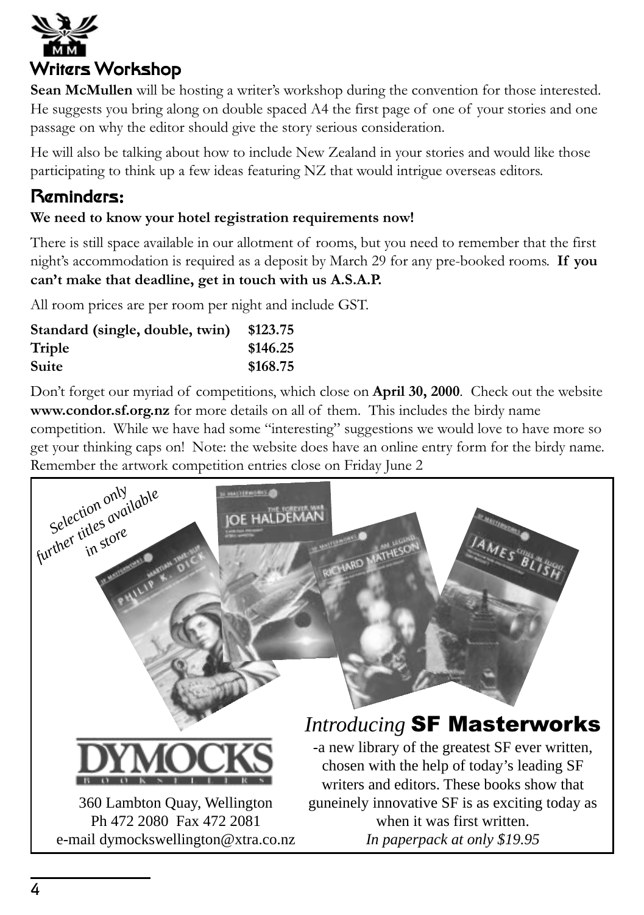## Writers Workshop

**Sean McMullen** will be hosting a writer's workshop during the convention for those interested. He suggests you bring along on double spaced A4 the first page of one of your stories and one passage on why the editor should give the story serious consideration.

He will also be talking about how to include New Zealand in your stories and would like those participating to think up a few ideas featuring NZ that would intrigue overseas editors.

## Reminders:

**We need to know your hotel registration requirements now!**

There is still space available in our allotment of rooms, but you need to remember that the first night's accommodation is required as a deposit by March 29 for any pre-booked rooms. **If you can't make that deadline, get in touch with us A.S.A.P.**

All room prices are per room per night and include GST.

| | |
|---|---|
| **Standard (single, double, twin)** | **$123.75** |
| **Triple** | **$146.25** |
| **Suite** | **$168.75** |

Don't forget our myriad of competitions, which close on **April 30, 2000**. Check out the website **www.condor.sf.org.nz** for more details on all of them. This includes the birdy name competition. While we have had some "interesting" suggestions we would love to have more so get your thinking caps on! Note: the website does have an online entry form for the birdy name. Remember the artwork competition entries close on Friday June 2

*Selection only further titles available in store*

DYMOCKS
BOOKSELLERS

360 Lambton Quay, Wellington
Ph 472 2080 Fax 472 2081
e-mail dymockswellington@xtra.co.nz

*Introducing* **SF Masterworks**

-a new library of the greatest SF ever written, chosen with the help of today's leading SF writers and editors. These books show that guneinely innovative SF is as exciting today as when it was first written.

*In paperpack at only $19.95*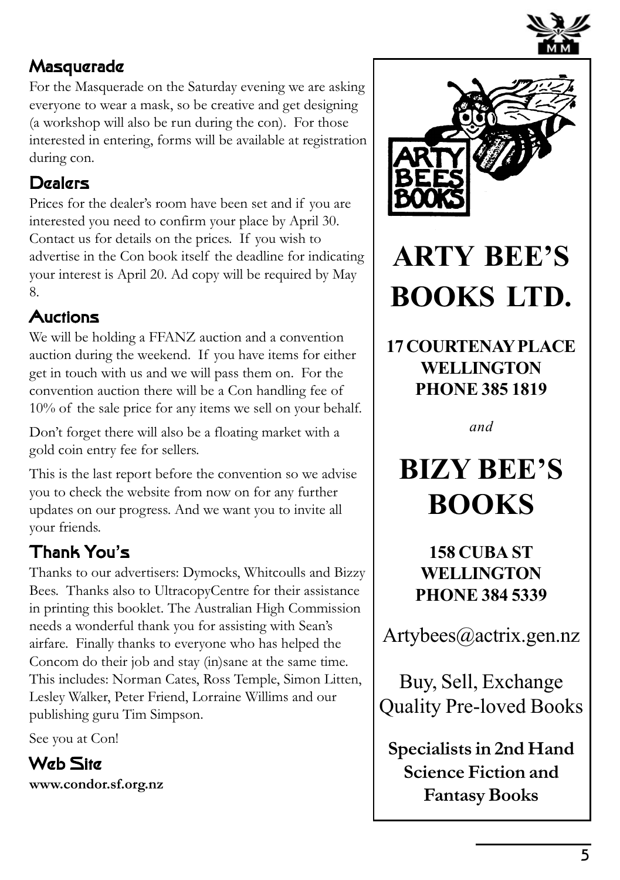## Masquerade

For the Masquerade on the Saturday evening we are asking everyone to wear a mask, so be creative and get designing (a workshop will also be run during the con). For those interested in entering, forms will be available at registration during con.

## Dealers

Prices for the dealer's room have been set and if you are interested you need to confirm your place by April 30. Contact us for details on the prices. If you wish to advertise in the Con book itself the deadline for indicating your interest is April 20. Ad copy will be required by May 8.

## Auctions

We will be holding a FFANZ auction and a convention auction during the weekend. If you have items for either get in touch with us and we will pass them on. For the convention auction there will be a Con handling fee of 10% of the sale price for any items we sell on your behalf.

Don't forget there will also be a floating market with a gold coin entry fee for sellers.

This is the last report before the convention so we advise you to check the website from now on for any further updates on our progress. And we want you to invite all your friends.

## Thank You's

Thanks to our advertisers: Dymocks, Whitcoulls and Bizzy Bees. Thanks also to UltracopyCentre for their assistance in printing this booklet. The Australian High Commission needs a wonderful thank you for assisting with Sean's airfare. Finally thanks to everyone who has helped the Concom do their job and stay (in)sane at the same time. This includes: Norman Cates, Ross Temple, Simon Litten, Lesley Walker, Peter Friend, Lorraine Willims and our publishing guru Tim Simpson.

See you at Con!

## Web Site

**www.condor.sf.org.nz**

ARTY BEES BOOKS

# ARTY BEE'S BOOKS LTD.

**17 COURTENAY PLACE**
**WELLINGTON**
**PHONE 385 1819**

*and*

# BIZY BEE'S BOOKS

**158 CUBA ST**
**WELLINGTON**
**PHONE 384 5339**

Artybees@actrix.gen.nz

Buy, Sell, Exchange
Quality Pre-loved Books

**Specialists in 2nd Hand Science Fiction and Fantasy Books**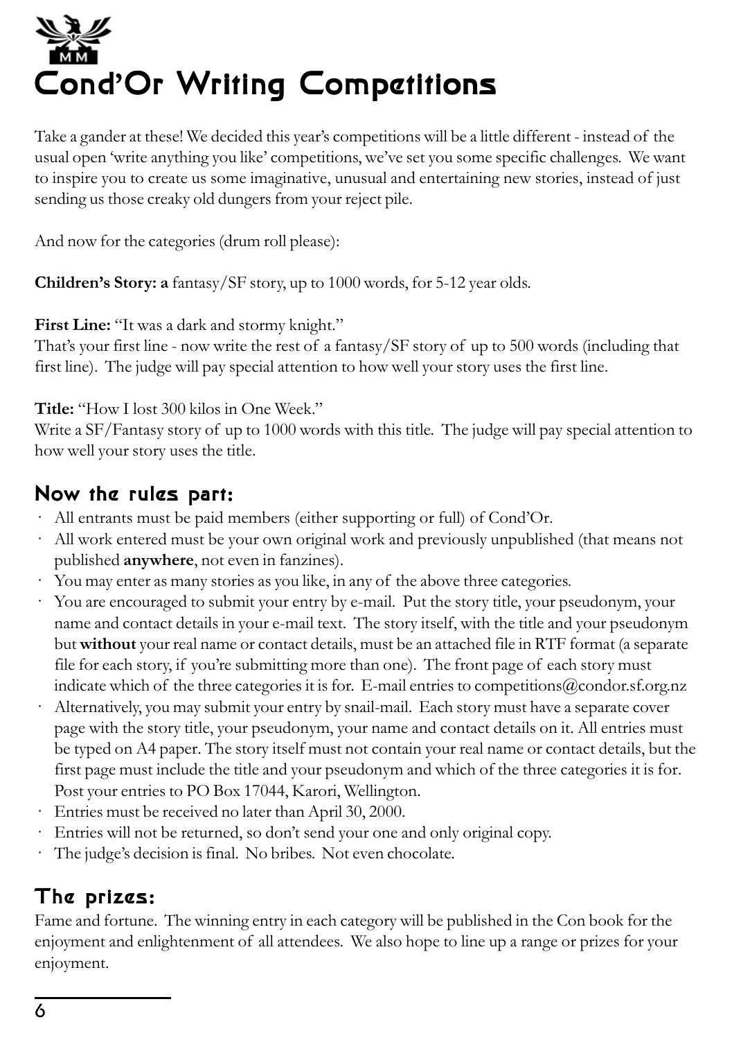# Cond'Or Writing Competitions

Take a gander at these! We decided this year's competitions will be a little different - instead of the usual open 'write anything you like' competitions, we've set you some specific challenges. We want to inspire you to create us some imaginative, unusual and entertaining new stories, instead of just sending us those creaky old dungers from your reject pile.

And now for the categories (drum roll please):

**Children's Story: a** fantasy/SF story, up to 1000 words, for 5-12 year olds.

**First Line:** "It was a dark and stormy knight."
That's your first line - now write the rest of a fantasy/SF story of up to 500 words (including that first line). The judge will pay special attention to how well your story uses the first line.

**Title:** "How I lost 300 kilos in One Week."
Write a SF/Fantasy story of up to 1000 words with this title. The judge will pay special attention to how well your story uses the title.

## Now the rules part:

- All entrants must be paid members (either supporting or full) of Cond'Or.
- All work entered must be your own original work and previously unpublished (that means not published **anywhere**, not even in fanzines).
- You may enter as many stories as you like, in any of the above three categories.
- You are encouraged to submit your entry by e-mail. Put the story title, your pseudonym, your name and contact details in your e-mail text. The story itself, with the title and your pseudonym but **without** your real name or contact details, must be an attached file in RTF format (a separate file for each story, if you're submitting more than one). The front page of each story must indicate which of the three categories it is for. E-mail entries to competitions@condor.sf.org.nz
- Alternatively, you may submit your entry by snail-mail. Each story must have a separate cover page with the story title, your pseudonym, your name and contact details on it. All entries must be typed on A4 paper. The story itself must not contain your real name or contact details, but the first page must include the title and your pseudonym and which of the three categories it is for. Post your entries to PO Box 17044, Karori, Wellington.
- Entries must be received no later than April 30, 2000.
- Entries will not be returned, so don't send your one and only original copy.
- The judge's decision is final. No bribes. Not even chocolate.

## The prizes:

Fame and fortune. The winning entry in each category will be published in the Con book for the enjoyment and enlightenment of all attendees. We also hope to line up a range or prizes for your enjoyment.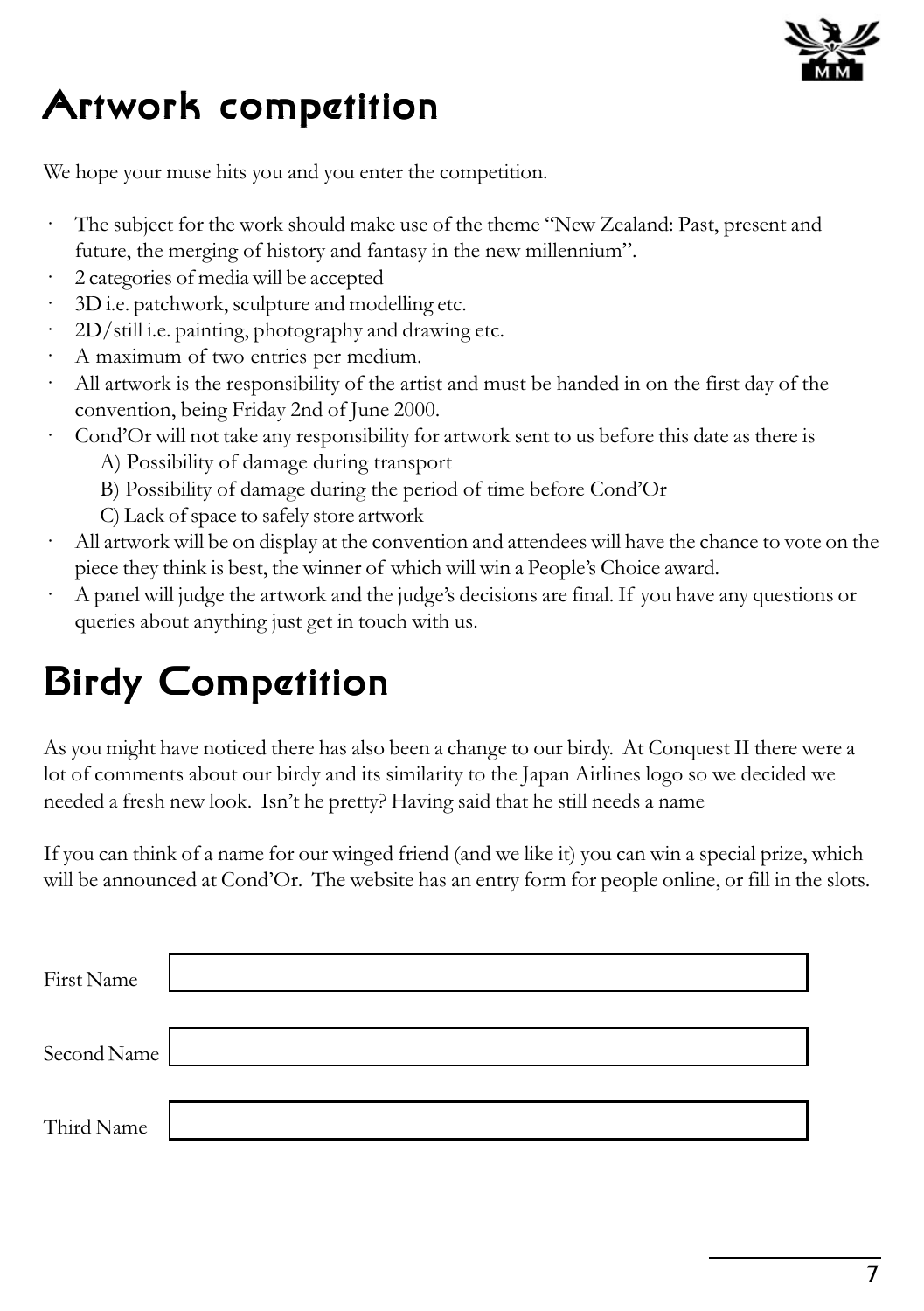# Artwork competition

We hope your muse hits you and you enter the competition.

- The subject for the work should make use of the theme "New Zealand: Past, present and future, the merging of history and fantasy in the new millennium".
- 2 categories of media will be accepted
- 3D i.e. patchwork, sculpture and modelling etc.
- 2D/still i.e. painting, photography and drawing etc.
- A maximum of two entries per medium.
- All artwork is the responsibility of the artist and must be handed in on the first day of the convention, being Friday 2nd of June 2000.
- Cond'Or will not take any responsibility for artwork sent to us before this date as there is
  - A) Possibility of damage during transport
  - B) Possibility of damage during the period of time before Cond'Or
  - C) Lack of space to safely store artwork
- All artwork will be on display at the convention and attendees will have the chance to vote on the piece they think is best, the winner of which will win a People's Choice award.
- A panel will judge the artwork and the judge's decisions are final. If you have any questions or queries about anything just get in touch with us.

# Birdy Competition

As you might have noticed there has also been a change to our birdy. At Conquest II there were a lot of comments about our birdy and its similarity to the Japan Airlines logo so we decided we needed a fresh new look. Isn't he pretty? Having said that he still needs a name

If you can think of a name for our winged friend (and we like it) you can win a special prize, which will be announced at Cond'Or. The website has an entry form for people online, or fill in the slots.

First Name ______________________

Second Name ______________________

Third Name ______________________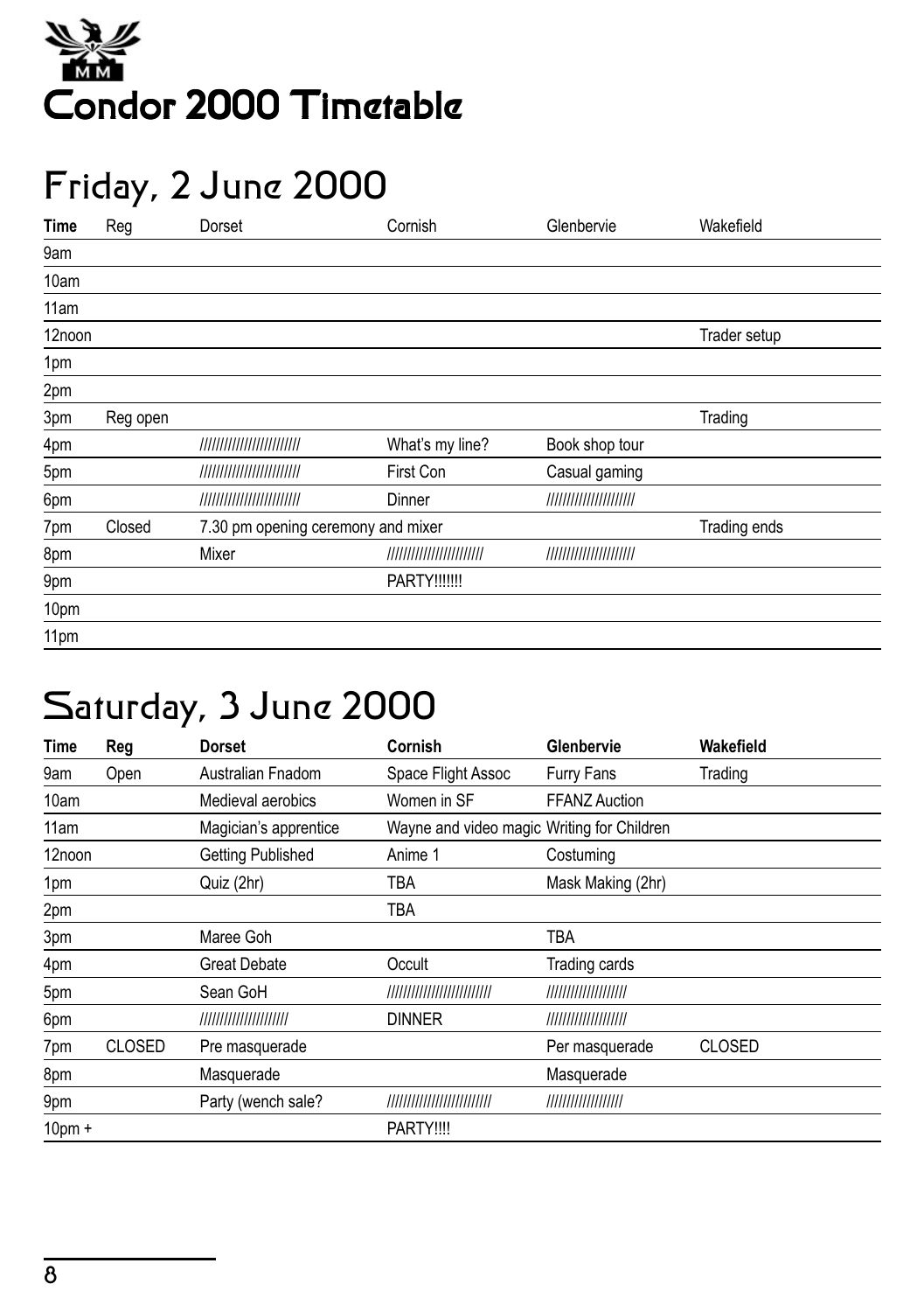# Condor 2000 Timetable

## Friday, 2 June 2000

| Time | Reg | Dorset | Cornish | Glenbervie | Wakefield |
|---|---|---|---|---|---|
| 9am | | | | | |
| 10am | | | | | |
| 11am | | | | | |
| 12noon | | | | | Trader setup |
| 1pm | | | | | |
| 2pm | | | | | |
| 3pm | Reg open | | | | Trading |
| 4pm | | ////////////////////////// | What's my line? | Book shop tour | |
| 5pm | | ////////////////////////// | First Con | Casual gaming | |
| 6pm | | ////////////////////////// | Dinner | ////////////////////// | |
| 7pm | Closed | 7.30 pm opening ceremony and mixer | | | Trading ends |
| 8pm | | Mixer | ///////////////////////// | ////////////////////// | |
| 9pm | | | PARTY!!!!!!! | | |
| 10pm | | | | | |
| 11pm | | | | | |

## Saturday, 3 June 2000

| Time | Reg | Dorset | Cornish | Glenbervie | Wakefield |
|---|---|---|---|---|---|
| 9am | Open | Australian Fnadom | Space Flight Assoc | Furry Fans | Trading |
| 10am | | Medieval aerobics | Women in SF | FFANZ Auction | |
| 11am | | Magician's apprentice | Wayne and video magic | Writing for Children | |
| 12noon | | Getting Published | Anime 1 | Costuming | |
| 1pm | | Quiz (2hr) | TBA | Mask Making (2hr) | |
| 2pm | | | TBA | | |
| 3pm | | Maree Goh | | TBA | |
| 4pm | | Great Debate | Occult | Trading cards | |
| 5pm | | Sean GoH | ////////////////////////// | //////////////////// | |
| 6pm | | ////////////////////// | DINNER | //////////////////// | |
| 7pm | CLOSED | Pre masquerade | | Per masquerade | CLOSED |
| 8pm | | Masquerade | | Masquerade | |
| 9pm | | Party (wench sale? | ////////////////////////// | /////////////////// | |
| 10pm + | | | PARTY!!!! | | |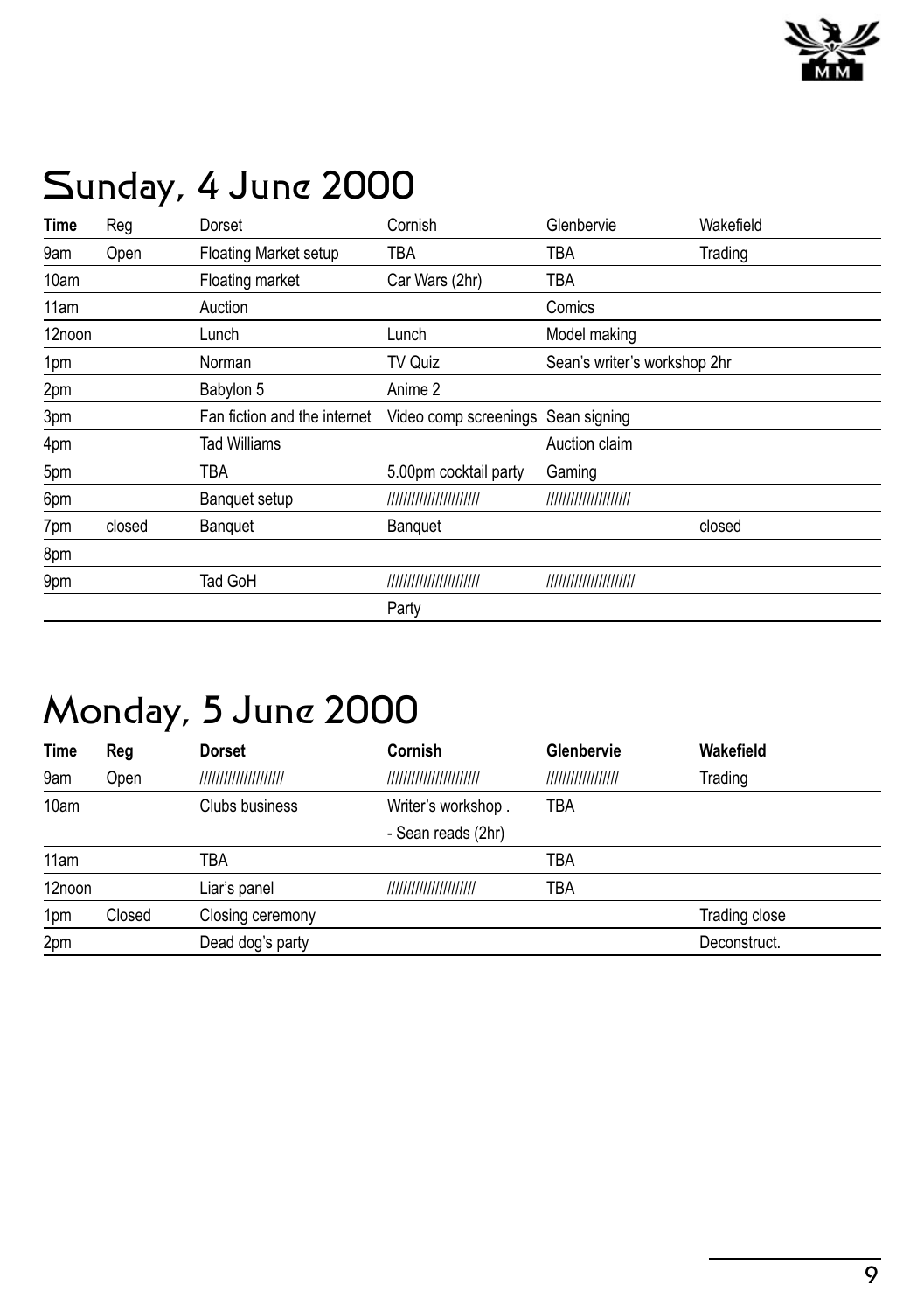## Sunday, 4 June 2000

| Time | Reg | Dorset | Cornish | Glenbervie | Wakefield |
|---|---|---|---|---|---|
| 9am | Open | Floating Market setup | TBA | TBA | Trading |
| 10am | | Floating market | Car Wars (2hr) | TBA | |
| 11am | | Auction | | Comics | |
| 12noon | | Lunch | Lunch | Model making | |
| 1pm | | Norman | TV Quiz | Sean's writer's workshop 2hr | |
| 2pm | | Babylon 5 | Anime 2 | | |
| 3pm | | Fan fiction and the internet | Video comp screenings | Sean signing | |
| 4pm | | Tad Williams | | Auction claim | |
| 5pm | | TBA | 5.00pm cocktail party | Gaming | |
| 6pm | | Banquet setup | //////////////////// | /////////////////// | |
| 7pm | closed | Banquet | Banquet | | closed |
| 8pm | | | | | |
| 9pm | | Tad GoH | ///////////////////// | //////////////////// | |
| | | | Party | | |

## Monday, 5 June 2000

| Time | Reg | Dorset | Cornish | Glenbervie | Wakefield |
|---|---|---|---|---|---|
| 9am | Open | /////////////////// | //////////////////// | //////////////// | Trading |
| 10am | | Clubs business | Writer's workshop . - Sean reads (2hr) | TBA | |
| 11am | | TBA | | TBA | |
| 12noon | | Liar's panel | /////////////////// | TBA | |
| 1pm | Closed | Closing ceremony | | | Trading close |
| 2pm | | Dead dog's party | | | Deconstruct. |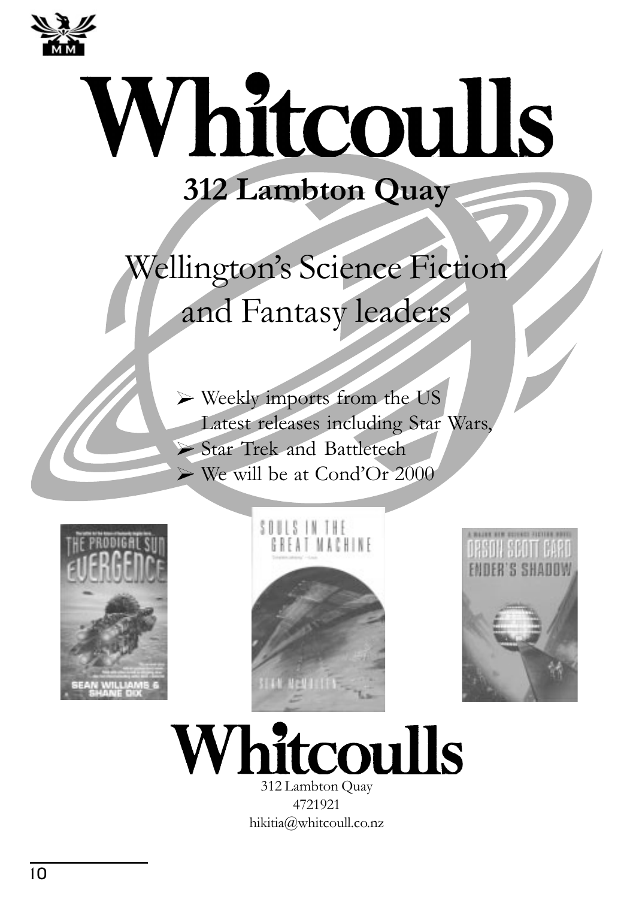# Whitcoulls

## 312 Lambton Quay

Wellington's Science Fiction and Fantasy leaders

- Weekly imports from the US
  Latest releases including Star Wars,
- Star Trek and Battletech
- We will be at Cond'Or 2000

# Whitcoulls

312 Lambton Quay
4721921
hikitia@whitcoull.co.nz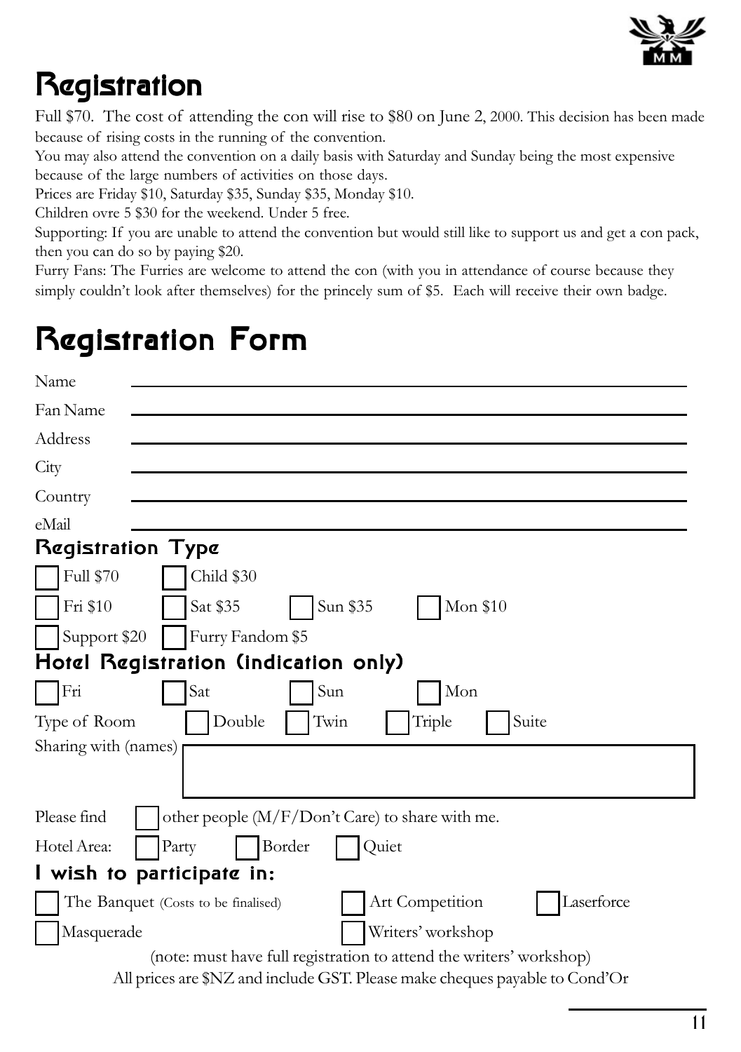# Registration

Full $70. The cost of attending the con will rise to $80 on June 2, 2000. This decision has been made because of rising costs in the running of the convention.

You may also attend the convention on a daily basis with Saturday and Sunday being the most expensive because of the large numbers of activities on those days.

Prices are Friday $10, Saturday $35, Sunday $35, Monday $10.

Children ovre 5 $30 for the weekend. Under 5 free.

Supporting: If you are unable to attend the convention but would still like to support us and get a con pack, then you can do so by paying $20.

Furry Fans: The Furries are welcome to attend the con (with you in attendance of course because they simply couldn't look after themselves) for the princely sum of $5. Each will receive their own badge.

# Registration Form

Name ______________________________

Fan Name ______________________________

Address ______________________________

City ______________________________

Country ______________________________

eMail ______________________________

## Registration Type

☐ Full $70 ☐ Child $30

☐ Fri $10 ☐ Sat $35 ☐ Sun $35 ☐ Mon $10

☐ Support $20 ☐ Furry Fandom $5

## Hotel Registration (indication only)

☐ Fri ☐ Sat ☐ Sun ☐ Mon

Type of Room ☐ Double ☐ Twin ☐ Triple ☐ Suite

Sharing with (names) ______________________________

Please find ☐ other people (M/F/Don't Care) to share with me.

Hotel Area: ☐ Party ☐ Border ☐ Quiet

## I wish to participate in:

☐ The Banquet (Costs to be finalised) ☐ Art Competition ☐ Laserforce

☐ Masquerade ☐ Writers' workshop

(note: must have full registration to attend the writers' workshop)

All prices are $NZ and include GST. Please make cheques payable to Cond'Or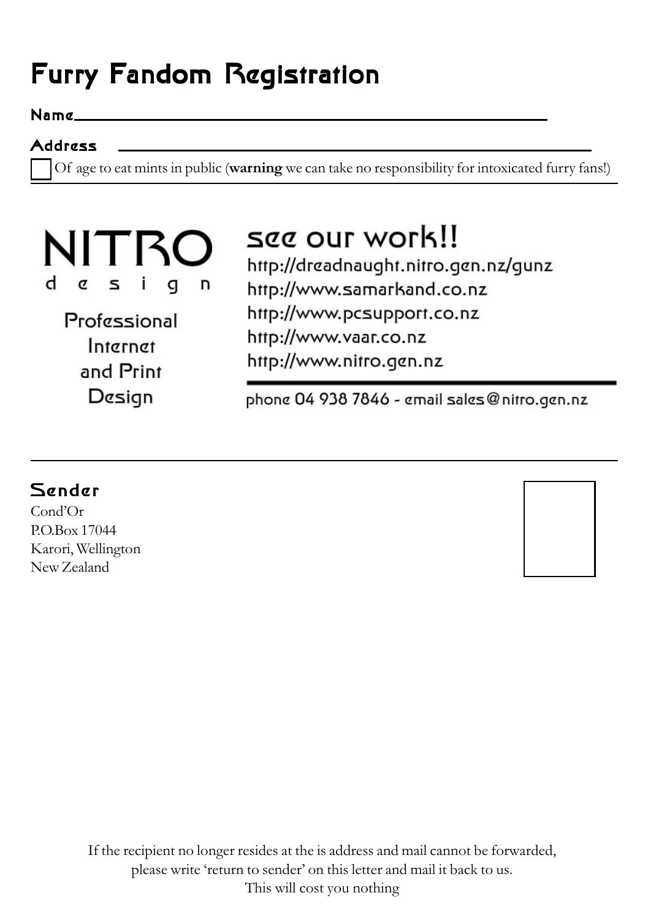# Furry Fandom Registration

Name\_\_\_\_\_\_\_\_\_\_\_\_\_\_\_\_\_\_\_\_\_\_\_\_\_\_\_\_\_\_\_\_\_\_\_\_\_\_\_\_\_\_\_\_\_\_\_\_

Address \_\_\_\_\_\_\_\_\_\_\_\_\_\_\_\_\_\_\_\_\_\_\_\_\_\_\_\_\_\_\_\_\_\_\_\_\_\_\_\_\_\_\_\_\_\_

☐ Of age to eat mints in public (**warning** we can take no responsibility for intoxicated furry fans!)

---

NITRO
design

Professional
Internet
and Print
Design

see our work!!

http://dreadnaught.nitro.gen.nz/gunz
http://www.samarkand.co.nz
http://www.pcsupport.co.nz
http://www.vaar.co.nz
http://www.nitro.gen.nz

phone 04 938 7846 - email sales@nitro.gen.nz

---

## Sender

Cond'Or
P.O.Box 17044
Karori, Wellington
New Zealand

If the recipient no longer resides at the is address and mail cannot be forwarded,
please write 'return to sender' on this letter and mail it back to us.
This will cost you nothing